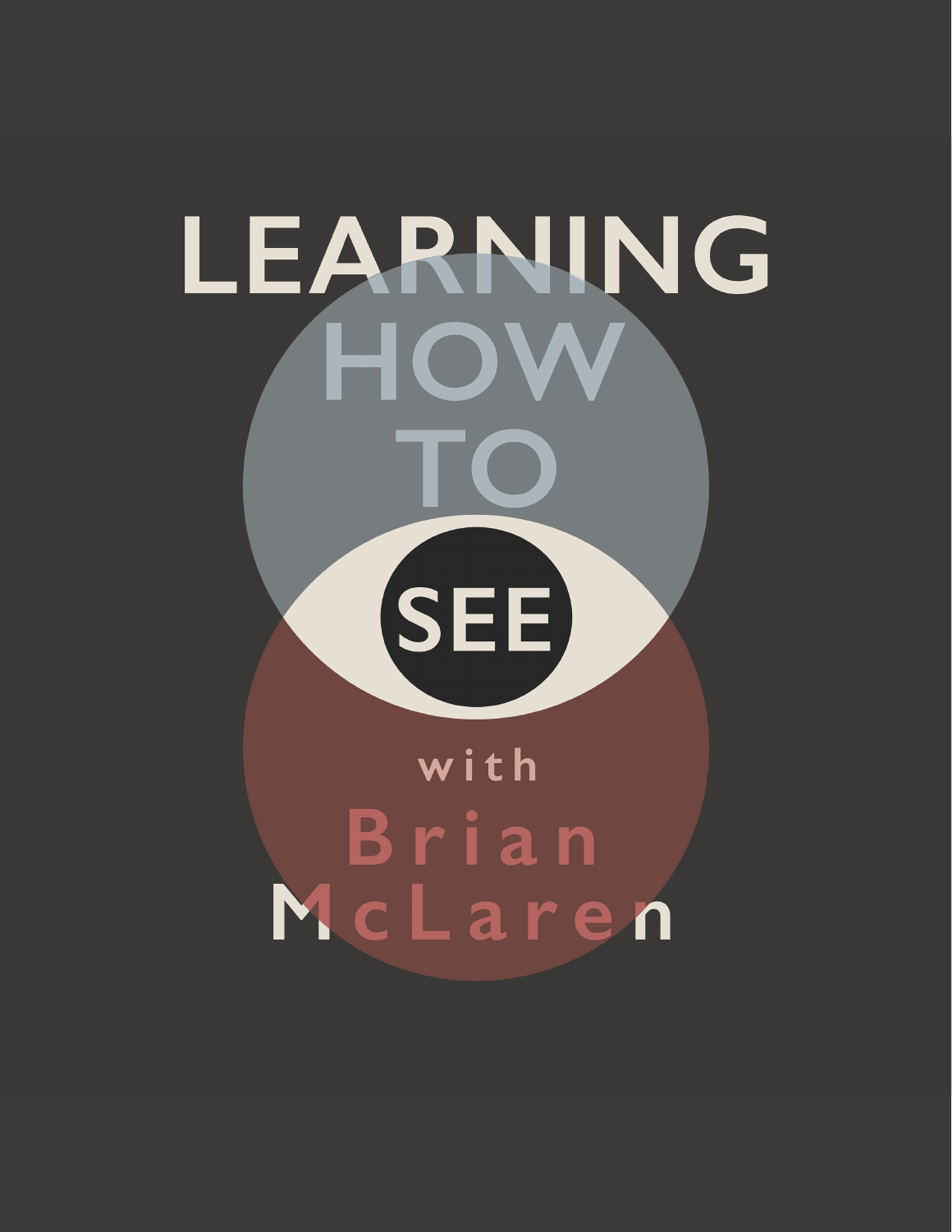# LEARNING HOW TO SEE

with Brian McLaren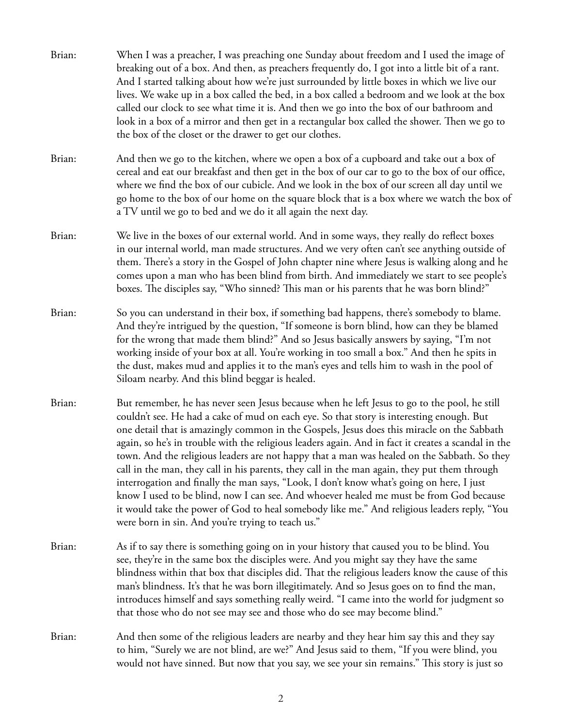Brian: When I was a preacher, I was preaching one Sunday about freedom and I used the image of breaking out of a box. And then, as preachers frequently do, I got into a little bit of a rant. And I started talking about how we're just surrounded by little boxes in which we live our lives. We wake up in a box called the bed, in a box called a bedroom and we look at the box called our clock to see what time it is. And then we go into the box of our bathroom and look in a box of a mirror and then get in a rectangular box called the shower. Then we go to the box of the closet or the drawer to get our clothes.

Brian: And then we go to the kitchen, where we open a box of a cupboard and take out a box of cereal and eat our breakfast and then get in the box of our car to go to the box of our office, where we find the box of our cubicle. And we look in the box of our screen all day until we go home to the box of our home on the square block that is a box where we watch the box of a TV until we go to bed and we do it all again the next day.

Brian: We live in the boxes of our external world. And in some ways, they really do reflect boxes in our internal world, man made structures. And we very often can't see anything outside of them. There's a story in the Gospel of John chapter nine where Jesus is walking along and he comes upon a man who has been blind from birth. And immediately we start to see people's boxes. The disciples say, "Who sinned? This man or his parents that he was born blind?"

Brian: So you can understand in their box, if something bad happens, there's somebody to blame. And they're intrigued by the question, "If someone is born blind, how can they be blamed for the wrong that made them blind?" And so Jesus basically answers by saying, "I'm not working inside of your box at all. You're working in too small a box." And then he spits in the dust, makes mud and applies it to the man's eyes and tells him to wash in the pool of Siloam nearby. And this blind beggar is healed.

Brian: But remember, he has never seen Jesus because when he left Jesus to go to the pool, he still couldn't see. He had a cake of mud on each eye. So that story is interesting enough. But one detail that is amazingly common in the Gospels, Jesus does this miracle on the Sabbath again, so he's in trouble with the religious leaders again. And in fact it creates a scandal in the town. And the religious leaders are not happy that a man was healed on the Sabbath. So they call in the man, they call in his parents, they call in the man again, they put them through interrogation and finally the man says, "Look, I don't know what's going on here, I just know I used to be blind, now I can see. And whoever healed me must be from God because it would take the power of God to heal somebody like me." And religious leaders reply, "You were born in sin. And you're trying to teach us."

Brian: As if to say there is something going on in your history that caused you to be blind. You see, they're in the same box the disciples were. And you might say they have the same blindness within that box that disciples did. That the religious leaders know the cause of this man's blindness. It's that he was born illegitimately. And so Jesus goes on to find the man, introduces himself and says something really weird. "I came into the world for judgment so that those who do not see may see and those who do see may become blind."

Brian: And then some of the religious leaders are nearby and they hear him say this and they say to him, "Surely we are not blind, are we?" And Jesus said to them, "If you were blind, you would not have sinned. But now that you say, we see your sin remains." This story is just so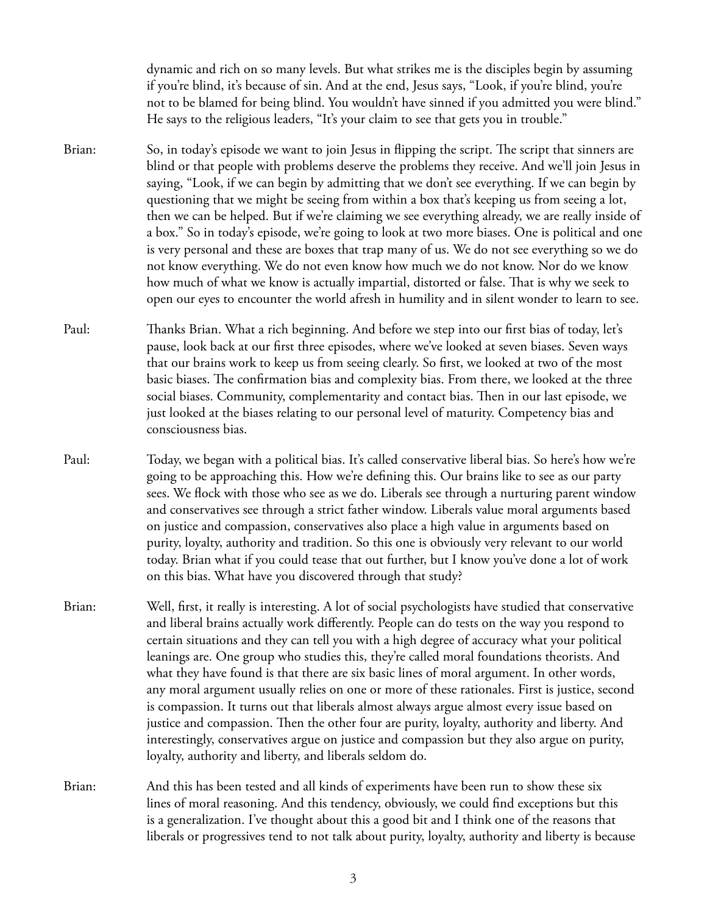dynamic and rich on so many levels. But what strikes me is the disciples begin by assuming if you're blind, it's because of sin. And at the end, Jesus says, "Look, if you're blind, you're not to be blamed for being blind. You wouldn't have sinned if you admitted you were blind." He says to the religious leaders, "It's your claim to see that gets you in trouble."

Brian: So, in today's episode we want to join Jesus in flipping the script. The script that sinners are blind or that people with problems deserve the problems they receive. And we'll join Jesus in saying, "Look, if we can begin by admitting that we don't see everything. If we can begin by questioning that we might be seeing from within a box that's keeping us from seeing a lot, then we can be helped. But if we're claiming we see everything already, we are really inside of a box." So in today's episode, we're going to look at two more biases. One is political and one is very personal and these are boxes that trap many of us. We do not see everything so we do not know everything. We do not even know how much we do not know. Nor do we know how much of what we know is actually impartial, distorted or false. That is why we seek to open our eyes to encounter the world afresh in humility and in silent wonder to learn to see.

Paul: Thanks Brian. What a rich beginning. And before we step into our first bias of today, let's pause, look back at our first three episodes, where we've looked at seven biases. Seven ways that our brains work to keep us from seeing clearly. So first, we looked at two of the most basic biases. The confirmation bias and complexity bias. From there, we looked at the three social biases. Community, complementarity and contact bias. Then in our last episode, we just looked at the biases relating to our personal level of maturity. Competency bias and consciousness bias.

Paul: Today, we began with a political bias. It's called conservative liberal bias. So here's how we're going to be approaching this. How we're defining this. Our brains like to see as our party sees. We flock with those who see as we do. Liberals see through a nurturing parent window and conservatives see through a strict father window. Liberals value moral arguments based on justice and compassion, conservatives also place a high value in arguments based on purity, loyalty, authority and tradition. So this one is obviously very relevant to our world today. Brian what if you could tease that out further, but I know you've done a lot of work on this bias. What have you discovered through that study?

Brian: Well, first, it really is interesting. A lot of social psychologists have studied that conservative and liberal brains actually work differently. People can do tests on the way you respond to certain situations and they can tell you with a high degree of accuracy what your political leanings are. One group who studies this, they're called moral foundations theorists. And what they have found is that there are six basic lines of moral argument. In other words, any moral argument usually relies on one or more of these rationales. First is justice, second is compassion. It turns out that liberals almost always argue almost every issue based on justice and compassion. Then the other four are purity, loyalty, authority and liberty. And interestingly, conservatives argue on justice and compassion but they also argue on purity, loyalty, authority and liberty, and liberals seldom do.

Brian: And this has been tested and all kinds of experiments have been run to show these six lines of moral reasoning. And this tendency, obviously, we could find exceptions but this is a generalization. I've thought about this a good bit and I think one of the reasons that liberals or progressives tend to not talk about purity, loyalty, authority and liberty is because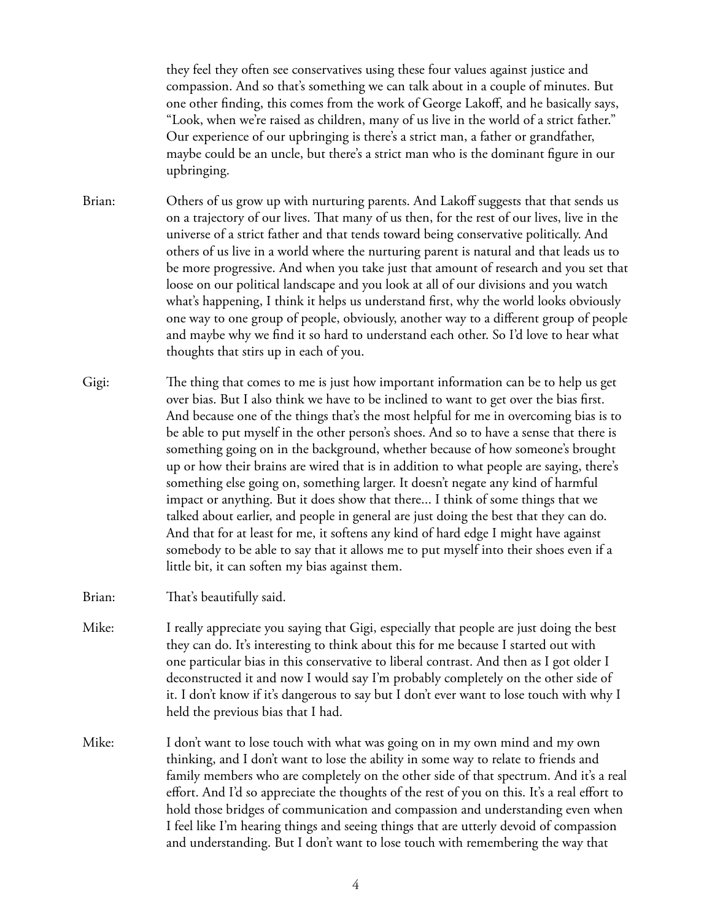they feel they often see conservatives using these four values against justice and compassion. And so that's something we can talk about in a couple of minutes. But one other finding, this comes from the work of George Lakoff, and he basically says, "Look, when we're raised as children, many of us live in the world of a strict father." Our experience of our upbringing is there's a strict man, a father or grandfather, maybe could be an uncle, but there's a strict man who is the dominant figure in our upbringing.

Brian: Others of us grow up with nurturing parents. And Lakoff suggests that that sends us on a trajectory of our lives. That many of us then, for the rest of our lives, live in the universe of a strict father and that tends toward being conservative politically. And others of us live in a world where the nurturing parent is natural and that leads us to be more progressive. And when you take just that amount of research and you set that loose on our political landscape and you look at all of our divisions and you watch what's happening, I think it helps us understand first, why the world looks obviously one way to one group of people, obviously, another way to a different group of people and maybe why we find it so hard to understand each other. So I'd love to hear what thoughts that stirs up in each of you.

Gigi: The thing that comes to me is just how important information can be to help us get over bias. But I also think we have to be inclined to want to get over the bias first. And because one of the things that's the most helpful for me in overcoming bias is to be able to put myself in the other person's shoes. And so to have a sense that there is something going on in the background, whether because of how someone's brought up or how their brains are wired that is in addition to what people are saying, there's something else going on, something larger. It doesn't negate any kind of harmful impact or anything. But it does show that there... I think of some things that we talked about earlier, and people in general are just doing the best that they can do. And that for at least for me, it softens any kind of hard edge I might have against somebody to be able to say that it allows me to put myself into their shoes even if a little bit, it can soften my bias against them.

Brian: That's beautifully said.

Mike: I really appreciate you saying that Gigi, especially that people are just doing the best they can do. It's interesting to think about this for me because I started out with one particular bias in this conservative to liberal contrast. And then as I got older I deconstructed it and now I would say I'm probably completely on the other side of it. I don't know if it's dangerous to say but I don't ever want to lose touch with why I held the previous bias that I had.

Mike: I don't want to lose touch with what was going on in my own mind and my own thinking, and I don't want to lose the ability in some way to relate to friends and family members who are completely on the other side of that spectrum. And it's a real effort. And I'd so appreciate the thoughts of the rest of you on this. It's a real effort to hold those bridges of communication and compassion and understanding even when I feel like I'm hearing things and seeing things that are utterly devoid of compassion and understanding. But I don't want to lose touch with remembering the way that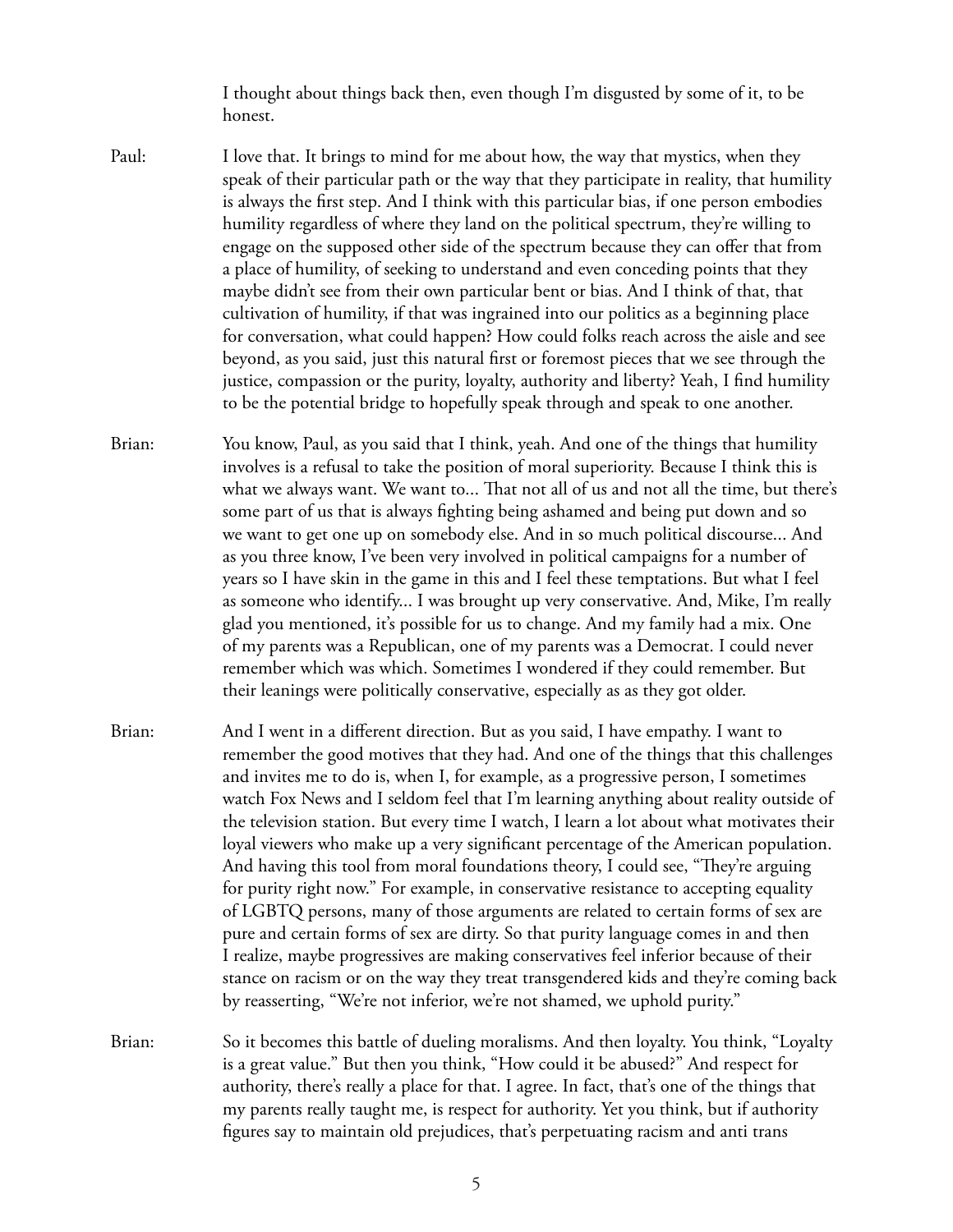I thought about things back then, even though I'm disgusted by some of it, to be honest.

Paul: I love that. It brings to mind for me about how, the way that mystics, when they speak of their particular path or the way that they participate in reality, that humility is always the first step. And I think with this particular bias, if one person embodies humility regardless of where they land on the political spectrum, they're willing to engage on the supposed other side of the spectrum because they can offer that from a place of humility, of seeking to understand and even conceding points that they maybe didn't see from their own particular bent or bias. And I think of that, that cultivation of humility, if that was ingrained into our politics as a beginning place for conversation, what could happen? How could folks reach across the aisle and see beyond, as you said, just this natural first or foremost pieces that we see through the justice, compassion or the purity, loyalty, authority and liberty? Yeah, I find humility to be the potential bridge to hopefully speak through and speak to one another.

Brian: You know, Paul, as you said that I think, yeah. And one of the things that humility involves is a refusal to take the position of moral superiority. Because I think this is what we always want. We want to... That not all of us and not all the time, but there's some part of us that is always fighting being ashamed and being put down and so we want to get one up on somebody else. And in so much political discourse... And as you three know, I've been very involved in political campaigns for a number of years so I have skin in the game in this and I feel these temptations. But what I feel as someone who identify... I was brought up very conservative. And, Mike, I'm really glad you mentioned, it's possible for us to change. And my family had a mix. One of my parents was a Republican, one of my parents was a Democrat. I could never remember which was which. Sometimes I wondered if they could remember. But their leanings were politically conservative, especially as as they got older.

Brian: And I went in a different direction. But as you said, I have empathy. I want to remember the good motives that they had. And one of the things that this challenges and invites me to do is, when I, for example, as a progressive person, I sometimes watch Fox News and I seldom feel that I'm learning anything about reality outside of the television station. But every time I watch, I learn a lot about what motivates their loyal viewers who make up a very significant percentage of the American population. And having this tool from moral foundations theory, I could see, "They're arguing for purity right now." For example, in conservative resistance to accepting equality of LGBTQ persons, many of those arguments are related to certain forms of sex are pure and certain forms of sex are dirty. So that purity language comes in and then I realize, maybe progressives are making conservatives feel inferior because of their stance on racism or on the way they treat transgendered kids and they're coming back by reasserting, "We're not inferior, we're not shamed, we uphold purity."

Brian: So it becomes this battle of dueling moralisms. And then loyalty. You think, "Loyalty is a great value." But then you think, "How could it be abused?" And respect for authority, there's really a place for that. I agree. In fact, that's one of the things that my parents really taught me, is respect for authority. Yet you think, but if authority figures say to maintain old prejudices, that's perpetuating racism and anti trans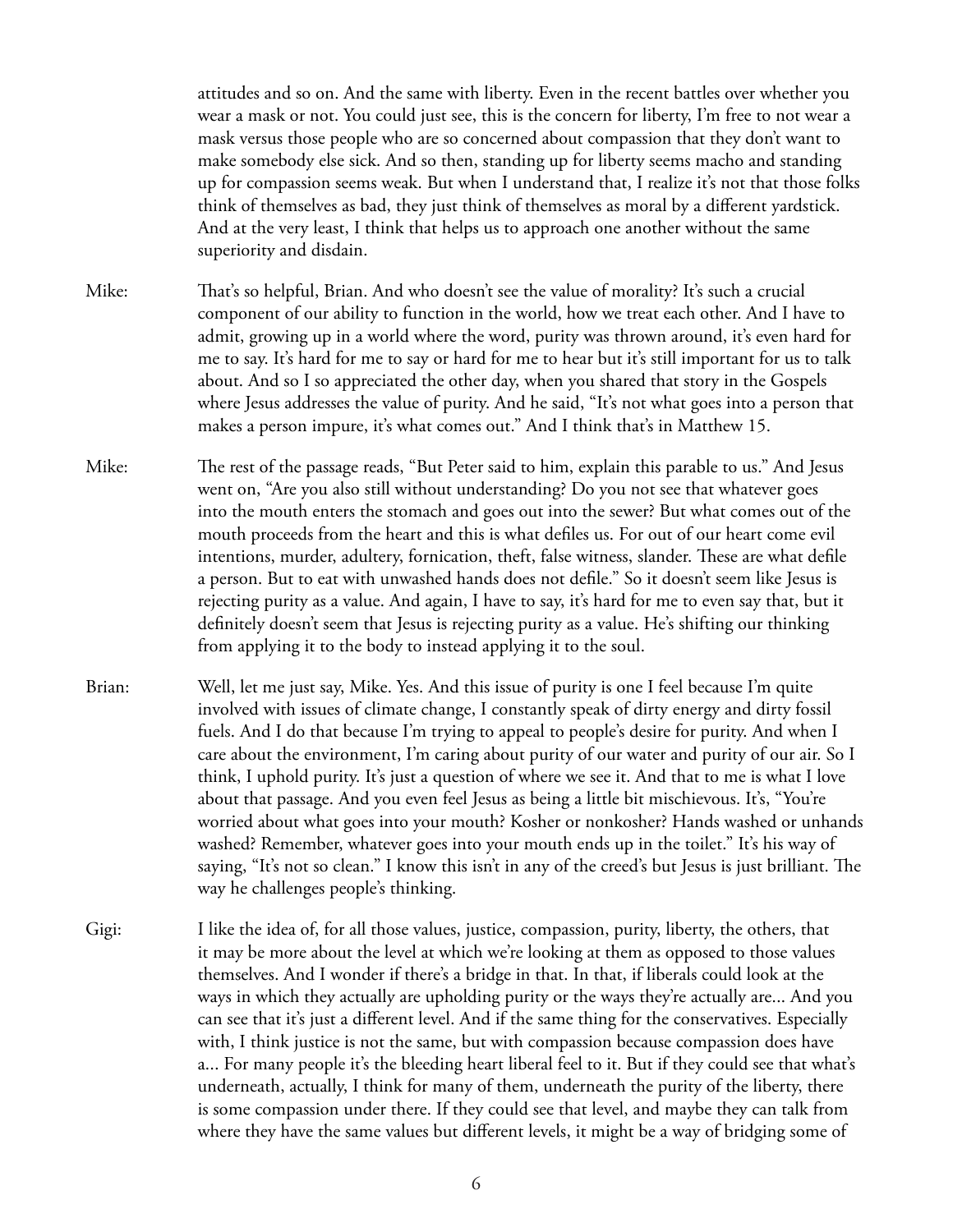attitudes and so on. And the same with liberty. Even in the recent battles over whether you wear a mask or not. You could just see, this is the concern for liberty, I'm free to not wear a mask versus those people who are so concerned about compassion that they don't want to make somebody else sick. And so then, standing up for liberty seems macho and standing up for compassion seems weak. But when I understand that, I realize it's not that those folks think of themselves as bad, they just think of themselves as moral by a different yardstick. And at the very least, I think that helps us to approach one another without the same superiority and disdain.

Mike: That's so helpful, Brian. And who doesn't see the value of morality? It's such a crucial component of our ability to function in the world, how we treat each other. And I have to admit, growing up in a world where the word, purity was thrown around, it's even hard for me to say. It's hard for me to say or hard for me to hear but it's still important for us to talk about. And so I so appreciated the other day, when you shared that story in the Gospels where Jesus addresses the value of purity. And he said, "It's not what goes into a person that makes a person impure, it's what comes out." And I think that's in Matthew 15.

Mike: The rest of the passage reads, "But Peter said to him, explain this parable to us." And Jesus went on, "Are you also still without understanding? Do you not see that whatever goes into the mouth enters the stomach and goes out into the sewer? But what comes out of the mouth proceeds from the heart and this is what defiles us. For out of our heart come evil intentions, murder, adultery, fornication, theft, false witness, slander. These are what defile a person. But to eat with unwashed hands does not defile." So it doesn't seem like Jesus is rejecting purity as a value. And again, I have to say, it's hard for me to even say that, but it definitely doesn't seem that Jesus is rejecting purity as a value. He's shifting our thinking from applying it to the body to instead applying it to the soul.

Brian: Well, let me just say, Mike. Yes. And this issue of purity is one I feel because I'm quite involved with issues of climate change, I constantly speak of dirty energy and dirty fossil fuels. And I do that because I'm trying to appeal to people's desire for purity. And when I care about the environment, I'm caring about purity of our water and purity of our air. So I think, I uphold purity. It's just a question of where we see it. And that to me is what I love about that passage. And you even feel Jesus as being a little bit mischievous. It's, "You're worried about what goes into your mouth? Kosher or nonkosher? Hands washed or unhands washed? Remember, whatever goes into your mouth ends up in the toilet." It's his way of saying, "It's not so clean." I know this isn't in any of the creed's but Jesus is just brilliant. The way he challenges people's thinking.

Gigi: I like the idea of, for all those values, justice, compassion, purity, liberty, the others, that it may be more about the level at which we're looking at them as opposed to those values themselves. And I wonder if there's a bridge in that. In that, if liberals could look at the ways in which they actually are upholding purity or the ways they're actually are... And you can see that it's just a different level. And if the same thing for the conservatives. Especially with, I think justice is not the same, but with compassion because compassion does have a... For many people it's the bleeding heart liberal feel to it. But if they could see that what's underneath, actually, I think for many of them, underneath the purity of the liberty, there is some compassion under there. If they could see that level, and maybe they can talk from where they have the same values but different levels, it might be a way of bridging some of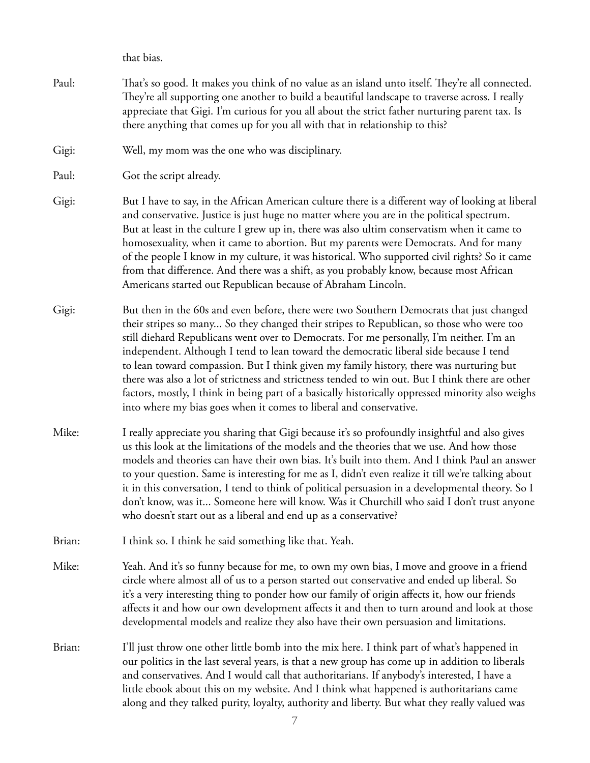that bias.

Paul: That's so good. It makes you think of no value as an island unto itself. They're all connected. They're all supporting one another to build a beautiful landscape to traverse across. I really appreciate that Gigi. I'm curious for you all about the strict father nurturing parent tax. Is there anything that comes up for you all with that in relationship to this?

Gigi: Well, my mom was the one who was disciplinary.

Paul: Got the script already.

Gigi: But I have to say, in the African American culture there is a different way of looking at liberal and conservative. Justice is just huge no matter where you are in the political spectrum. But at least in the culture I grew up in, there was also ultim conservatism when it came to homosexuality, when it came to abortion. But my parents were Democrats. And for many of the people I know in my culture, it was historical. Who supported civil rights? So it came from that difference. And there was a shift, as you probably know, because most African Americans started out Republican because of Abraham Lincoln.

Gigi: But then in the 60s and even before, there were two Southern Democrats that just changed their stripes so many... So they changed their stripes to Republican, so those who were too still diehard Republicans went over to Democrats. For me personally, I'm neither. I'm an independent. Although I tend to lean toward the democratic liberal side because I tend to lean toward compassion. But I think given my family history, there was nurturing but there was also a lot of strictness and strictness tended to win out. But I think there are other factors, mostly, I think in being part of a basically historically oppressed minority also weighs into where my bias goes when it comes to liberal and conservative.

Mike: I really appreciate you sharing that Gigi because it's so profoundly insightful and also gives us this look at the limitations of the models and the theories that we use. And how those models and theories can have their own bias. It's built into them. And I think Paul an answer to your question. Same is interesting for me as I, didn't even realize it till we're talking about it in this conversation, I tend to think of political persuasion in a developmental theory. So I don't know, was it... Someone here will know. Was it Churchill who said I don't trust anyone who doesn't start out as a liberal and end up as a conservative?

Brian: I think so. I think he said something like that. Yeah.

Mike: Yeah. And it's so funny because for me, to own my own bias, I move and groove in a friend circle where almost all of us to a person started out conservative and ended up liberal. So it's a very interesting thing to ponder how our family of origin affects it, how our friends affects it and how our own development affects it and then to turn around and look at those developmental models and realize they also have their own persuasion and limitations.

Brian: I'll just throw one other little bomb into the mix here. I think part of what's happened in our politics in the last several years, is that a new group has come up in addition to liberals and conservatives. And I would call that authoritarians. If anybody's interested, I have a little ebook about this on my website. And I think what happened is authoritarians came along and they talked purity, loyalty, authority and liberty. But what they really valued was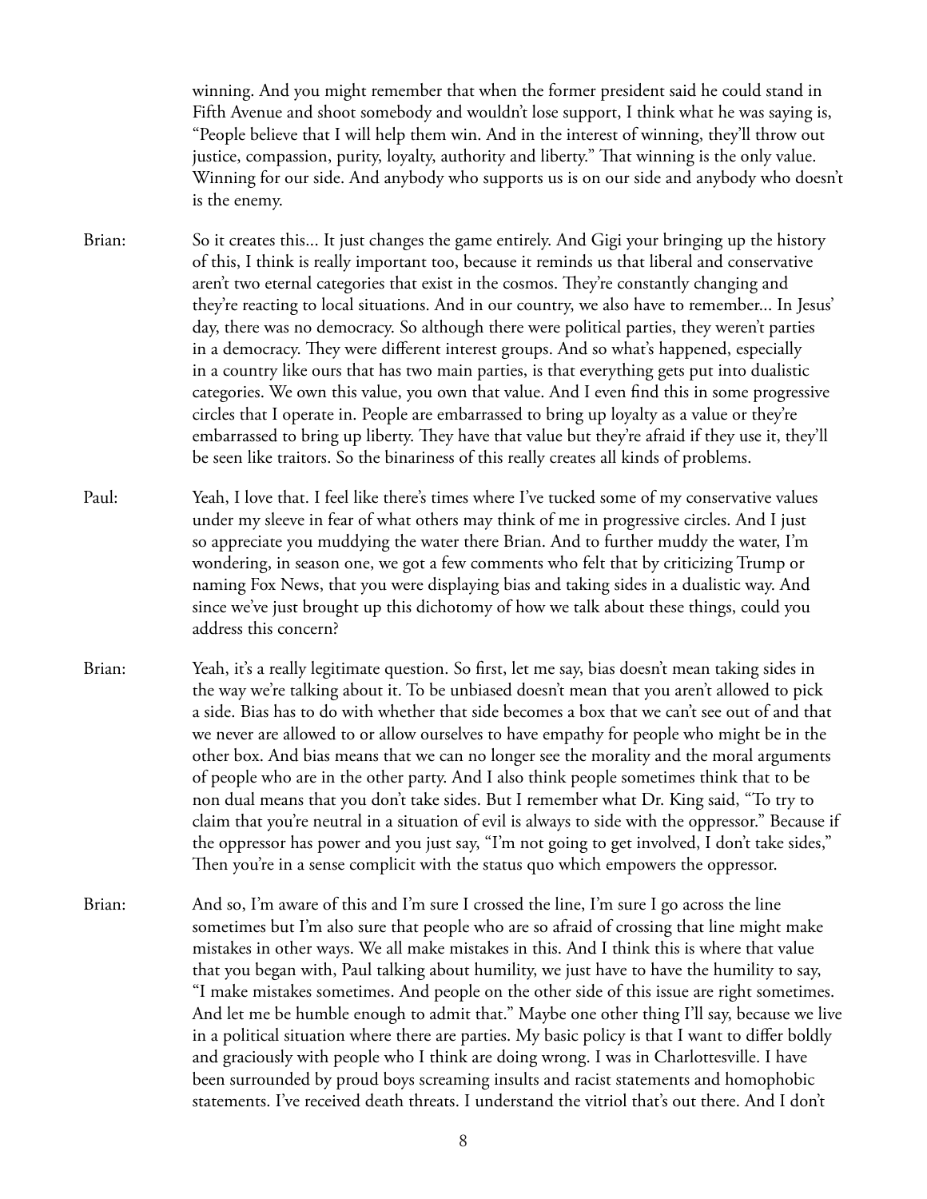winning. And you might remember that when the former president said he could stand in Fifth Avenue and shoot somebody and wouldn't lose support, I think what he was saying is, "People believe that I will help them win. And in the interest of winning, they'll throw out justice, compassion, purity, loyalty, authority and liberty." That winning is the only value. Winning for our side. And anybody who supports us is on our side and anybody who doesn't is the enemy.

Brian: So it creates this... It just changes the game entirely. And Gigi your bringing up the history of this, I think is really important too, because it reminds us that liberal and conservative aren't two eternal categories that exist in the cosmos. They're constantly changing and they're reacting to local situations. And in our country, we also have to remember... In Jesus' day, there was no democracy. So although there were political parties, they weren't parties in a democracy. They were different interest groups. And so what's happened, especially in a country like ours that has two main parties, is that everything gets put into dualistic categories. We own this value, you own that value. And I even find this in some progressive circles that I operate in. People are embarrassed to bring up loyalty as a value or they're embarrassed to bring up liberty. They have that value but they're afraid if they use it, they'll be seen like traitors. So the binariness of this really creates all kinds of problems.

Paul: Yeah, I love that. I feel like there's times where I've tucked some of my conservative values under my sleeve in fear of what others may think of me in progressive circles. And I just so appreciate you muddying the water there Brian. And to further muddy the water, I'm wondering, in season one, we got a few comments who felt that by criticizing Trump or naming Fox News, that you were displaying bias and taking sides in a dualistic way. And since we've just brought up this dichotomy of how we talk about these things, could you address this concern?

Brian: Yeah, it's a really legitimate question. So first, let me say, bias doesn't mean taking sides in the way we're talking about it. To be unbiased doesn't mean that you aren't allowed to pick a side. Bias has to do with whether that side becomes a box that we can't see out of and that we never are allowed to or allow ourselves to have empathy for people who might be in the other box. And bias means that we can no longer see the morality and the moral arguments of people who are in the other party. And I also think people sometimes think that to be non dual means that you don't take sides. But I remember what Dr. King said, "To try to claim that you're neutral in a situation of evil is always to side with the oppressor." Because if the oppressor has power and you just say, "I'm not going to get involved, I don't take sides," Then you're in a sense complicit with the status quo which empowers the oppressor.

Brian: And so, I'm aware of this and I'm sure I crossed the line, I'm sure I go across the line sometimes but I'm also sure that people who are so afraid of crossing that line might make mistakes in other ways. We all make mistakes in this. And I think this is where that value that you began with, Paul talking about humility, we just have to have the humility to say, "I make mistakes sometimes. And people on the other side of this issue are right sometimes. And let me be humble enough to admit that." Maybe one other thing I'll say, because we live in a political situation where there are parties. My basic policy is that I want to differ boldly and graciously with people who I think are doing wrong. I was in Charlottesville. I have been surrounded by proud boys screaming insults and racist statements and homophobic statements. I've received death threats. I understand the vitriol that's out there. And I don't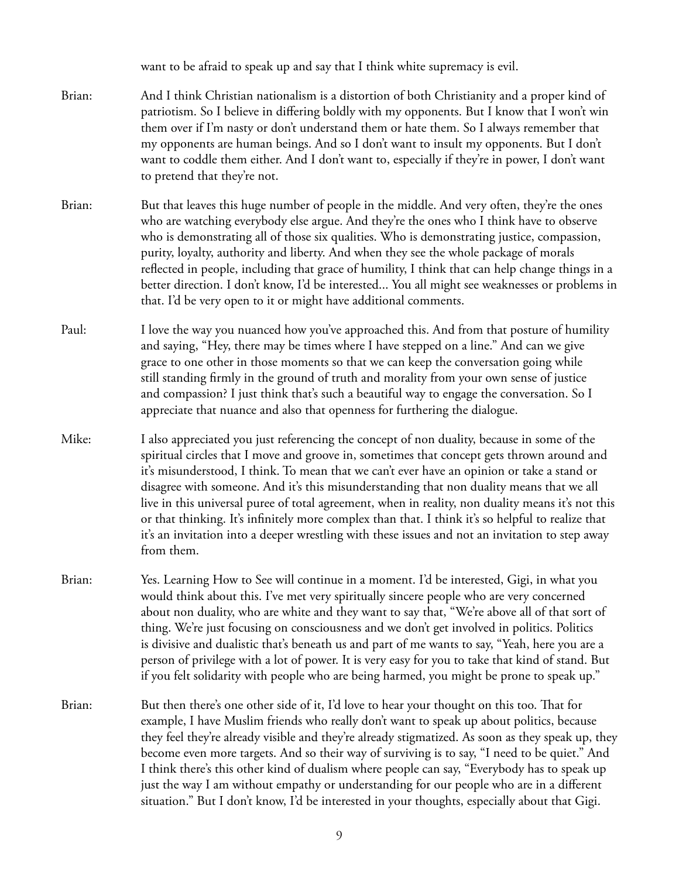want to be afraid to speak up and say that I think white supremacy is evil.

Brian: And I think Christian nationalism is a distortion of both Christianity and a proper kind of patriotism. So I believe in differing boldly with my opponents. But I know that I won't win them over if I'm nasty or don't understand them or hate them. So I always remember that my opponents are human beings. And so I don't want to insult my opponents. But I don't want to coddle them either. And I don't want to, especially if they're in power, I don't want to pretend that they're not.

Brian: But that leaves this huge number of people in the middle. And very often, they're the ones who are watching everybody else argue. And they're the ones who I think have to observe who is demonstrating all of those six qualities. Who is demonstrating justice, compassion, purity, loyalty, authority and liberty. And when they see the whole package of morals reflected in people, including that grace of humility, I think that can help change things in a better direction. I don't know, I'd be interested... You all might see weaknesses or problems in that. I'd be very open to it or might have additional comments.

Paul: I love the way you nuanced how you've approached this. And from that posture of humility and saying, "Hey, there may be times where I have stepped on a line." And can we give grace to one other in those moments so that we can keep the conversation going while still standing firmly in the ground of truth and morality from your own sense of justice and compassion? I just think that's such a beautiful way to engage the conversation. So I appreciate that nuance and also that openness for furthering the dialogue.

Mike: I also appreciated you just referencing the concept of non duality, because in some of the spiritual circles that I move and groove in, sometimes that concept gets thrown around and it's misunderstood, I think. To mean that we can't ever have an opinion or take a stand or disagree with someone. And it's this misunderstanding that non duality means that we all live in this universal puree of total agreement, when in reality, non duality means it's not this or that thinking. It's infinitely more complex than that. I think it's so helpful to realize that it's an invitation into a deeper wrestling with these issues and not an invitation to step away from them.

Brian: Yes. Learning How to See will continue in a moment. I'd be interested, Gigi, in what you would think about this. I've met very spiritually sincere people who are very concerned about non duality, who are white and they want to say that, "We're above all of that sort of thing. We're just focusing on consciousness and we don't get involved in politics. Politics is divisive and dualistic that's beneath us and part of me wants to say, "Yeah, here you are a person of privilege with a lot of power. It is very easy for you to take that kind of stand. But if you felt solidarity with people who are being harmed, you might be prone to speak up."

Brian: But then there's one other side of it, I'd love to hear your thought on this too. That for example, I have Muslim friends who really don't want to speak up about politics, because they feel they're already visible and they're already stigmatized. As soon as they speak up, they become even more targets. And so their way of surviving is to say, "I need to be quiet." And I think there's this other kind of dualism where people can say, "Everybody has to speak up just the way I am without empathy or understanding for our people who are in a different situation." But I don't know, I'd be interested in your thoughts, especially about that Gigi.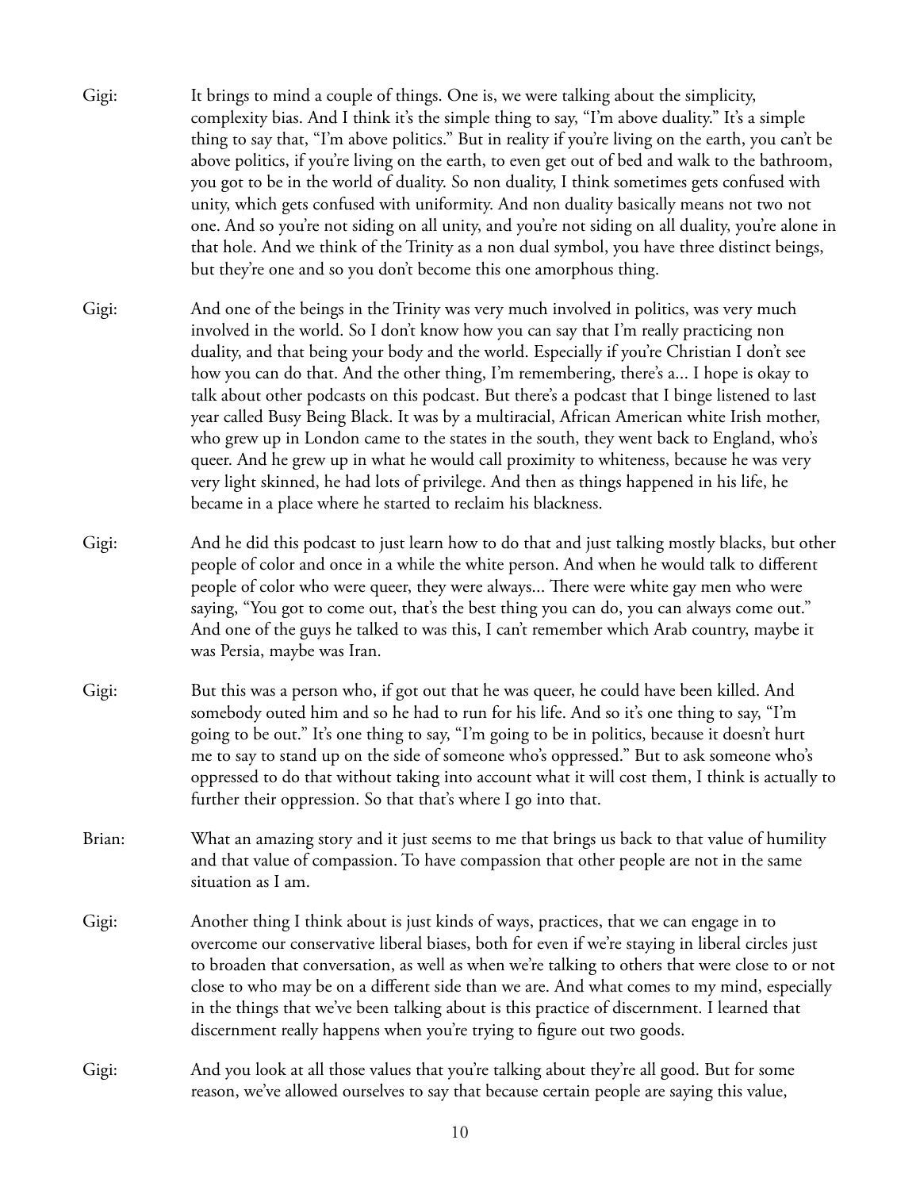Gigi: It brings to mind a couple of things. One is, we were talking about the simplicity, complexity bias. And I think it's the simple thing to say, "I'm above duality." It's a simple thing to say that, "I'm above politics." But in reality if you're living on the earth, you can't be above politics, if you're living on the earth, to even get out of bed and walk to the bathroom, you got to be in the world of duality. So non duality, I think sometimes gets confused with unity, which gets confused with uniformity. And non duality basically means not two not one. And so you're not siding on all unity, and you're not siding on all duality, you're alone in that hole. And we think of the Trinity as a non dual symbol, you have three distinct beings, but they're one and so you don't become this one amorphous thing.

Gigi: And one of the beings in the Trinity was very much involved in politics, was very much involved in the world. So I don't know how you can say that I'm really practicing non duality, and that being your body and the world. Especially if you're Christian I don't see how you can do that. And the other thing, I'm remembering, there's a... I hope is okay to talk about other podcasts on this podcast. But there's a podcast that I binge listened to last year called Busy Being Black. It was by a multiracial, African American white Irish mother, who grew up in London came to the states in the south, they went back to England, who's queer. And he grew up in what he would call proximity to whiteness, because he was very very light skinned, he had lots of privilege. And then as things happened in his life, he became in a place where he started to reclaim his blackness.

Gigi: And he did this podcast to just learn how to do that and just talking mostly blacks, but other people of color and once in a while the white person. And when he would talk to different people of color who were queer, they were always... There were white gay men who were saying, "You got to come out, that's the best thing you can do, you can always come out." And one of the guys he talked to was this, I can't remember which Arab country, maybe it was Persia, maybe was Iran.

Gigi: But this was a person who, if got out that he was queer, he could have been killed. And somebody outed him and so he had to run for his life. And so it's one thing to say, "I'm going to be out." It's one thing to say, "I'm going to be in politics, because it doesn't hurt me to say to stand up on the side of someone who's oppressed." But to ask someone who's oppressed to do that without taking into account what it will cost them, I think is actually to further their oppression. So that that's where I go into that.

Brian: What an amazing story and it just seems to me that brings us back to that value of humility and that value of compassion. To have compassion that other people are not in the same situation as I am.

Gigi: Another thing I think about is just kinds of ways, practices, that we can engage in to overcome our conservative liberal biases, both for even if we're staying in liberal circles just to broaden that conversation, as well as when we're talking to others that were close to or not close to who may be on a different side than we are. And what comes to my mind, especially in the things that we've been talking about is this practice of discernment. I learned that discernment really happens when you're trying to figure out two goods.

Gigi: And you look at all those values that you're talking about they're all good. But for some reason, we've allowed ourselves to say that because certain people are saying this value,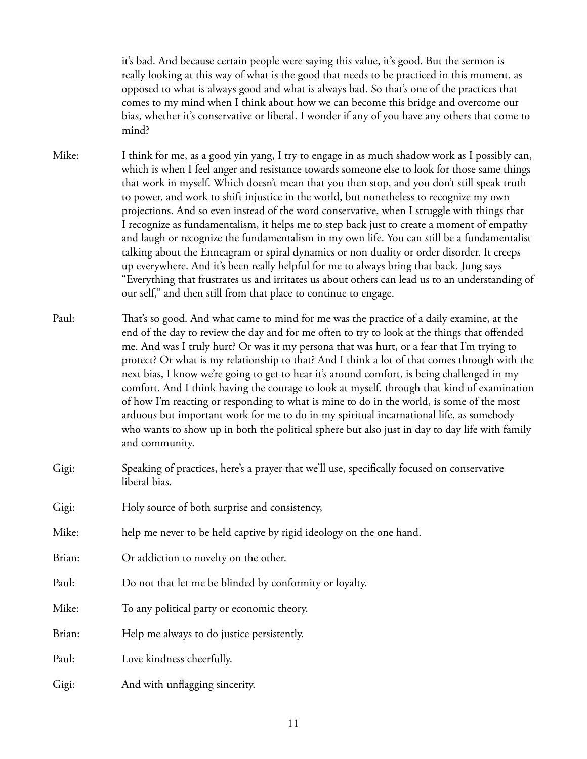it's bad. And because certain people were saying this value, it's good. But the sermon is really looking at this way of what is the good that needs to be practiced in this moment, as opposed to what is always good and what is always bad. So that's one of the practices that comes to my mind when I think about how we can become this bridge and overcome our bias, whether it's conservative or liberal. I wonder if any of you have any others that come to mind?

Mike: I think for me, as a good yin yang, I try to engage in as much shadow work as I possibly can, which is when I feel anger and resistance towards someone else to look for those same things that work in myself. Which doesn't mean that you then stop, and you don't still speak truth to power, and work to shift injustice in the world, but nonetheless to recognize my own projections. And so even instead of the word conservative, when I struggle with things that I recognize as fundamentalism, it helps me to step back just to create a moment of empathy and laugh or recognize the fundamentalism in my own life. You can still be a fundamentalist talking about the Enneagram or spiral dynamics or non duality or order disorder. It creeps up everywhere. And it's been really helpful for me to always bring that back. Jung says "Everything that frustrates us and irritates us about others can lead us to an understanding of our self," and then still from that place to continue to engage.

Paul: That's so good. And what came to mind for me was the practice of a daily examine, at the end of the day to review the day and for me often to try to look at the things that offended me. And was I truly hurt? Or was it my persona that was hurt, or a fear that I'm trying to protect? Or what is my relationship to that? And I think a lot of that comes through with the next bias, I know we're going to get to hear it's around comfort, is being challenged in my comfort. And I think having the courage to look at myself, through that kind of examination of how I'm reacting or responding to what is mine to do in the world, is some of the most arduous but important work for me to do in my spiritual incarnational life, as somebody who wants to show up in both the political sphere but also just in day to day life with family and community.

Gigi: Speaking of practices, here's a prayer that we'll use, specifically focused on conservative liberal bias.

Gigi: Holy source of both surprise and consistency,

Mike: help me never to be held captive by rigid ideology on the one hand.

Brian: Or addiction to novelty on the other.

Paul: Do not that let me be blinded by conformity or loyalty.

Mike: To any political party or economic theory.

Brian: Help me always to do justice persistently.

Paul: Love kindness cheerfully.

Gigi: And with unflagging sincerity.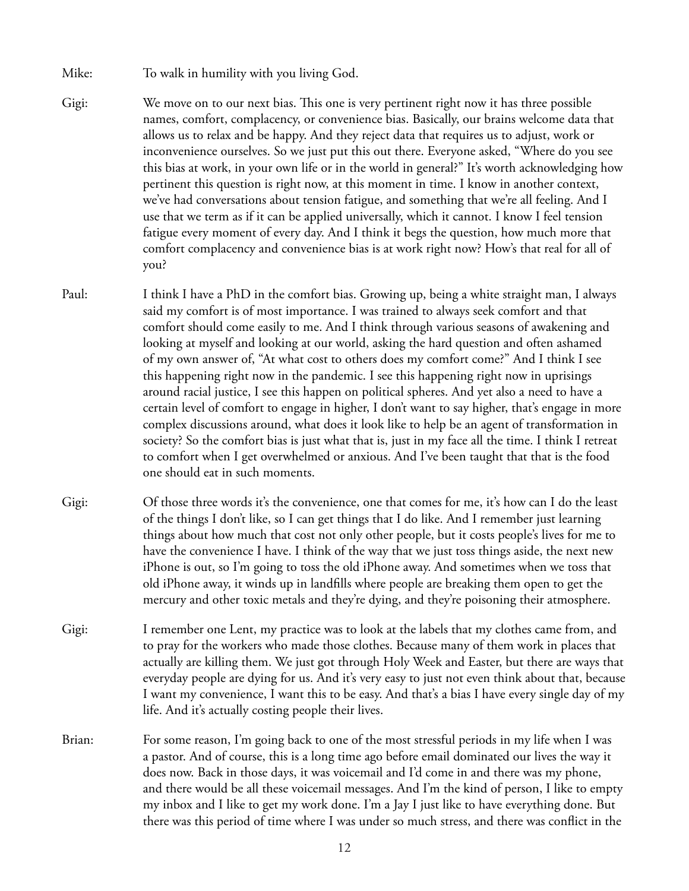Mike: To walk in humility with you living God.

Gigi: We move on to our next bias. This one is very pertinent right now it has three possible names, comfort, complacency, or convenience bias. Basically, our brains welcome data that allows us to relax and be happy. And they reject data that requires us to adjust, work or inconvenience ourselves. So we just put this out there. Everyone asked, "Where do you see this bias at work, in your own life or in the world in general?" It's worth acknowledging how pertinent this question is right now, at this moment in time. I know in another context, we've had conversations about tension fatigue, and something that we're all feeling. And I use that we term as if it can be applied universally, which it cannot. I know I feel tension fatigue every moment of every day. And I think it begs the question, how much more that comfort complacency and convenience bias is at work right now? How's that real for all of you?

Paul: I think I have a PhD in the comfort bias. Growing up, being a white straight man, I always said my comfort is of most importance. I was trained to always seek comfort and that comfort should come easily to me. And I think through various seasons of awakening and looking at myself and looking at our world, asking the hard question and often ashamed of my own answer of, "At what cost to others does my comfort come?" And I think I see this happening right now in the pandemic. I see this happening right now in uprisings around racial justice, I see this happen on political spheres. And yet also a need to have a certain level of comfort to engage in higher, I don't want to say higher, that's engage in more complex discussions around, what does it look like to help be an agent of transformation in society? So the comfort bias is just what that is, just in my face all the time. I think I retreat to comfort when I get overwhelmed or anxious. And I've been taught that that is the food one should eat in such moments.

Gigi: Of those three words it's the convenience, one that comes for me, it's how can I do the least of the things I don't like, so I can get things that I do like. And I remember just learning things about how much that cost not only other people, but it costs people's lives for me to have the convenience I have. I think of the way that we just toss things aside, the next new iPhone is out, so I'm going to toss the old iPhone away. And sometimes when we toss that old iPhone away, it winds up in landfills where people are breaking them open to get the mercury and other toxic metals and they're dying, and they're poisoning their atmosphere.

Gigi: I remember one Lent, my practice was to look at the labels that my clothes came from, and to pray for the workers who made those clothes. Because many of them work in places that actually are killing them. We just got through Holy Week and Easter, but there are ways that everyday people are dying for us. And it's very easy to just not even think about that, because I want my convenience, I want this to be easy. And that's a bias I have every single day of my life. And it's actually costing people their lives.

Brian: For some reason, I'm going back to one of the most stressful periods in my life when I was a pastor. And of course, this is a long time ago before email dominated our lives the way it does now. Back in those days, it was voicemail and I'd come in and there was my phone, and there would be all these voicemail messages. And I'm the kind of person, I like to empty my inbox and I like to get my work done. I'm a Jay I just like to have everything done. But there was this period of time where I was under so much stress, and there was conflict in the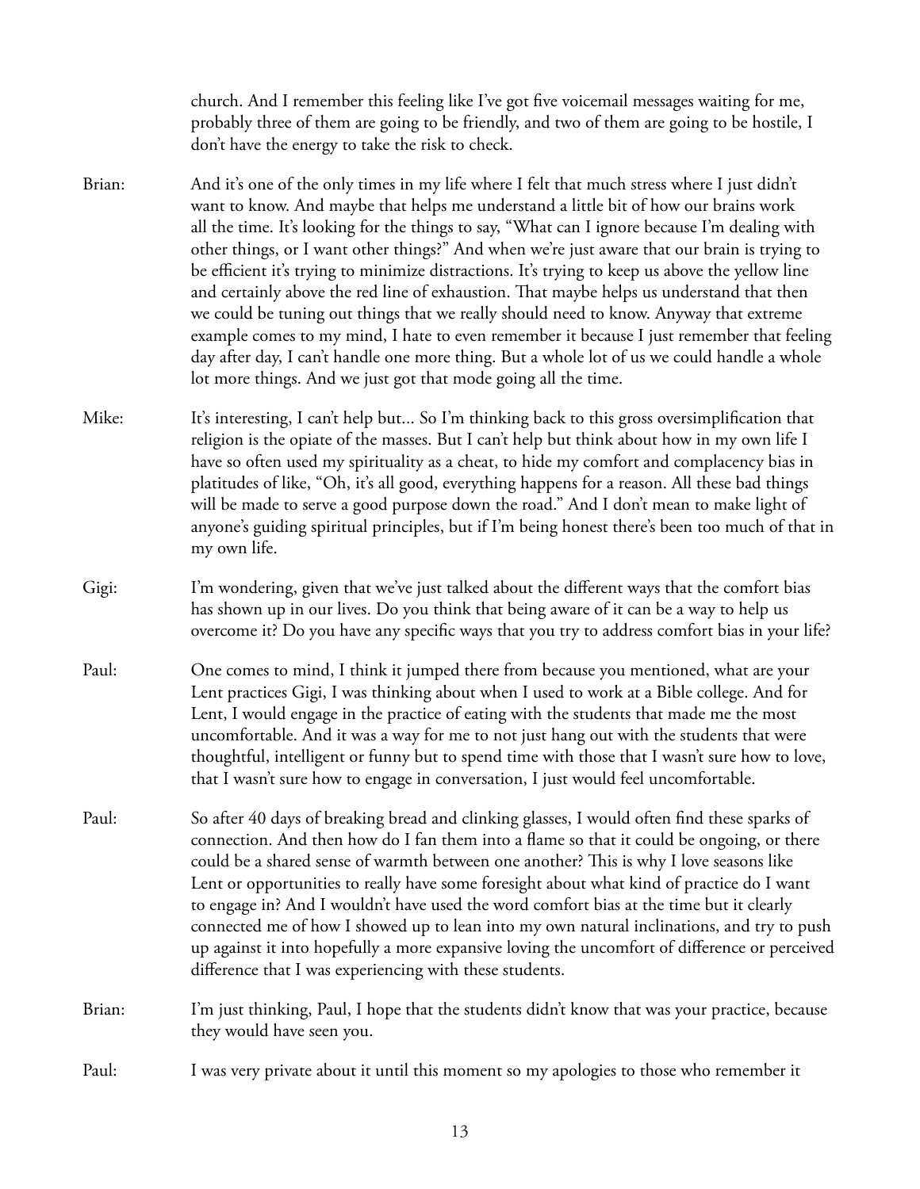church. And I remember this feeling like I've got five voicemail messages waiting for me, probably three of them are going to be friendly, and two of them are going to be hostile, I don't have the energy to take the risk to check.

Brian: And it's one of the only times in my life where I felt that much stress where I just didn't want to know. And maybe that helps me understand a little bit of how our brains work all the time. It's looking for the things to say, "What can I ignore because I'm dealing with other things, or I want other things?" And when we're just aware that our brain is trying to be efficient it's trying to minimize distractions. It's trying to keep us above the yellow line and certainly above the red line of exhaustion. That maybe helps us understand that then we could be tuning out things that we really should need to know. Anyway that extreme example comes to my mind, I hate to even remember it because I just remember that feeling day after day, I can't handle one more thing. But a whole lot of us we could handle a whole lot more things. And we just got that mode going all the time.

Mike: It's interesting, I can't help but... So I'm thinking back to this gross oversimplification that religion is the opiate of the masses. But I can't help but think about how in my own life I have so often used my spirituality as a cheat, to hide my comfort and complacency bias in platitudes of like, "Oh, it's all good, everything happens for a reason. All these bad things will be made to serve a good purpose down the road." And I don't mean to make light of anyone's guiding spiritual principles, but if I'm being honest there's been too much of that in my own life.

Gigi: I'm wondering, given that we've just talked about the different ways that the comfort bias has shown up in our lives. Do you think that being aware of it can be a way to help us overcome it? Do you have any specific ways that you try to address comfort bias in your life?

Paul: One comes to mind, I think it jumped there from because you mentioned, what are your Lent practices Gigi, I was thinking about when I used to work at a Bible college. And for Lent, I would engage in the practice of eating with the students that made me the most uncomfortable. And it was a way for me to not just hang out with the students that were thoughtful, intelligent or funny but to spend time with those that I wasn't sure how to love, that I wasn't sure how to engage in conversation, I just would feel uncomfortable.

Paul: So after 40 days of breaking bread and clinking glasses, I would often find these sparks of connection. And then how do I fan them into a flame so that it could be ongoing, or there could be a shared sense of warmth between one another? This is why I love seasons like Lent or opportunities to really have some foresight about what kind of practice do I want to engage in? And I wouldn't have used the word comfort bias at the time but it clearly connected me of how I showed up to lean into my own natural inclinations, and try to push up against it into hopefully a more expansive loving the uncomfort of difference or perceived difference that I was experiencing with these students.

Brian: I'm just thinking, Paul, I hope that the students didn't know that was your practice, because they would have seen you.

Paul: I was very private about it until this moment so my apologies to those who remember it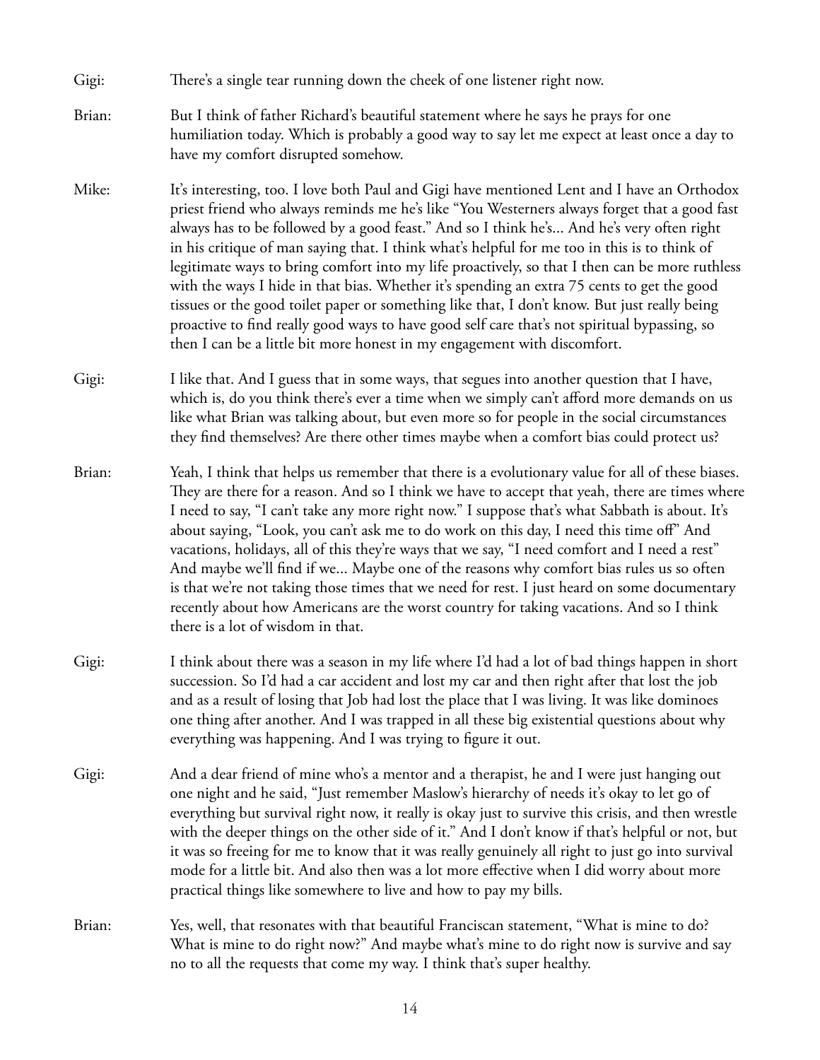Gigi: There's a single tear running down the cheek of one listener right now.

Brian: But I think of father Richard's beautiful statement where he says he prays for one humiliation today. Which is probably a good way to say let me expect at least once a day to have my comfort disrupted somehow.

Mike: It's interesting, too. I love both Paul and Gigi have mentioned Lent and I have an Orthodox priest friend who always reminds me he's like "You Westerners always forget that a good fast always has to be followed by a good feast." And so I think he's... And he's very often right in his critique of man saying that. I think what's helpful for me too in this is to think of legitimate ways to bring comfort into my life proactively, so that I then can be more ruthless with the ways I hide in that bias. Whether it's spending an extra 75 cents to get the good tissues or the good toilet paper or something like that, I don't know. But just really being proactive to find really good ways to have good self care that's not spiritual bypassing, so then I can be a little bit more honest in my engagement with discomfort.

Gigi: I like that. And I guess that in some ways, that segues into another question that I have, which is, do you think there's ever a time when we simply can't afford more demands on us like what Brian was talking about, but even more so for people in the social circumstances they find themselves? Are there other times maybe when a comfort bias could protect us?

Brian: Yeah, I think that helps us remember that there is a evolutionary value for all of these biases. They are there for a reason. And so I think we have to accept that yeah, there are times where I need to say, "I can't take any more right now." I suppose that's what Sabbath is about. It's about saying, "Look, you can't ask me to do work on this day, I need this time off" And vacations, holidays, all of this they're ways that we say, "I need comfort and I need a rest" And maybe we'll find if we... Maybe one of the reasons why comfort bias rules us so often is that we're not taking those times that we need for rest. I just heard on some documentary recently about how Americans are the worst country for taking vacations. And so I think there is a lot of wisdom in that.

Gigi: I think about there was a season in my life where I'd had a lot of bad things happen in short succession. So I'd had a car accident and lost my car and then right after that lost the job and as a result of losing that Job had lost the place that I was living. It was like dominoes one thing after another. And I was trapped in all these big existential questions about why everything was happening. And I was trying to figure it out.

Gigi: And a dear friend of mine who's a mentor and a therapist, he and I were just hanging out one night and he said, "Just remember Maslow's hierarchy of needs it's okay to let go of everything but survival right now, it really is okay just to survive this crisis, and then wrestle with the deeper things on the other side of it." And I don't know if that's helpful or not, but it was so freeing for me to know that it was really genuinely all right to just go into survival mode for a little bit. And also then was a lot more effective when I did worry about more practical things like somewhere to live and how to pay my bills.

Brian: Yes, well, that resonates with that beautiful Franciscan statement, "What is mine to do? What is mine to do right now?" And maybe what's mine to do right now is survive and say no to all the requests that come my way. I think that's super healthy.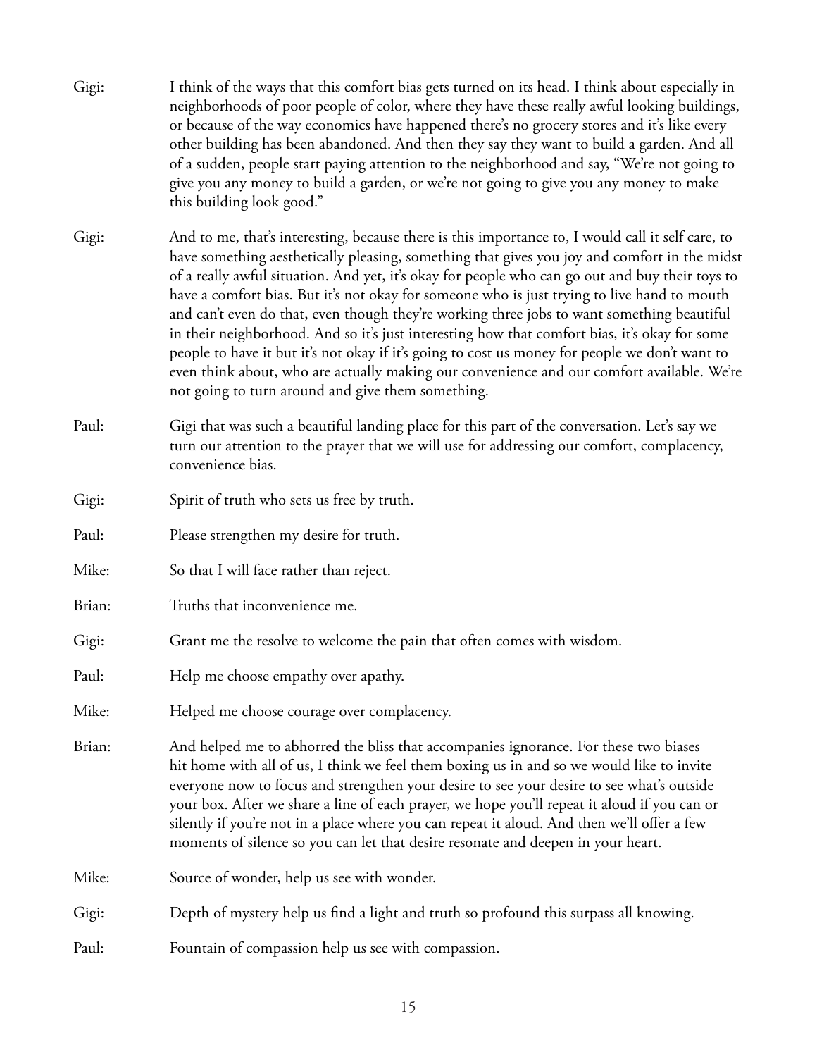Gigi: I think of the ways that this comfort bias gets turned on its head. I think about especially in neighborhoods of poor people of color, where they have these really awful looking buildings, or because of the way economics have happened there's no grocery stores and it's like every other building has been abandoned. And then they say they want to build a garden. And all of a sudden, people start paying attention to the neighborhood and say, "We're not going to give you any money to build a garden, or we're not going to give you any money to make this building look good."

Gigi: And to me, that's interesting, because there is this importance to, I would call it self care, to have something aesthetically pleasing, something that gives you joy and comfort in the midst of a really awful situation. And yet, it's okay for people who can go out and buy their toys to have a comfort bias. But it's not okay for someone who is just trying to live hand to mouth and can't even do that, even though they're working three jobs to want something beautiful in their neighborhood. And so it's just interesting how that comfort bias, it's okay for some people to have it but it's not okay if it's going to cost us money for people we don't want to even think about, who are actually making our convenience and our comfort available. We're not going to turn around and give them something.

Paul: Gigi that was such a beautiful landing place for this part of the conversation. Let's say we turn our attention to the prayer that we will use for addressing our comfort, complacency, convenience bias.

Gigi: Spirit of truth who sets us free by truth.

Paul: Please strengthen my desire for truth.

Mike: So that I will face rather than reject.

Brian: Truths that inconvenience me.

Gigi: Grant me the resolve to welcome the pain that often comes with wisdom.

Paul: Help me choose empathy over apathy.

Mike: Helped me choose courage over complacency.

Brian: And helped me to abhorred the bliss that accompanies ignorance. For these two biases hit home with all of us, I think we feel them boxing us in and so we would like to invite everyone now to focus and strengthen your desire to see your desire to see what's outside your box. After we share a line of each prayer, we hope you'll repeat it aloud if you can or silently if you're not in a place where you can repeat it aloud. And then we'll offer a few moments of silence so you can let that desire resonate and deepen in your heart.

Mike: Source of wonder, help us see with wonder.

Gigi: Depth of mystery help us find a light and truth so profound this surpass all knowing.

Paul: Fountain of compassion help us see with compassion.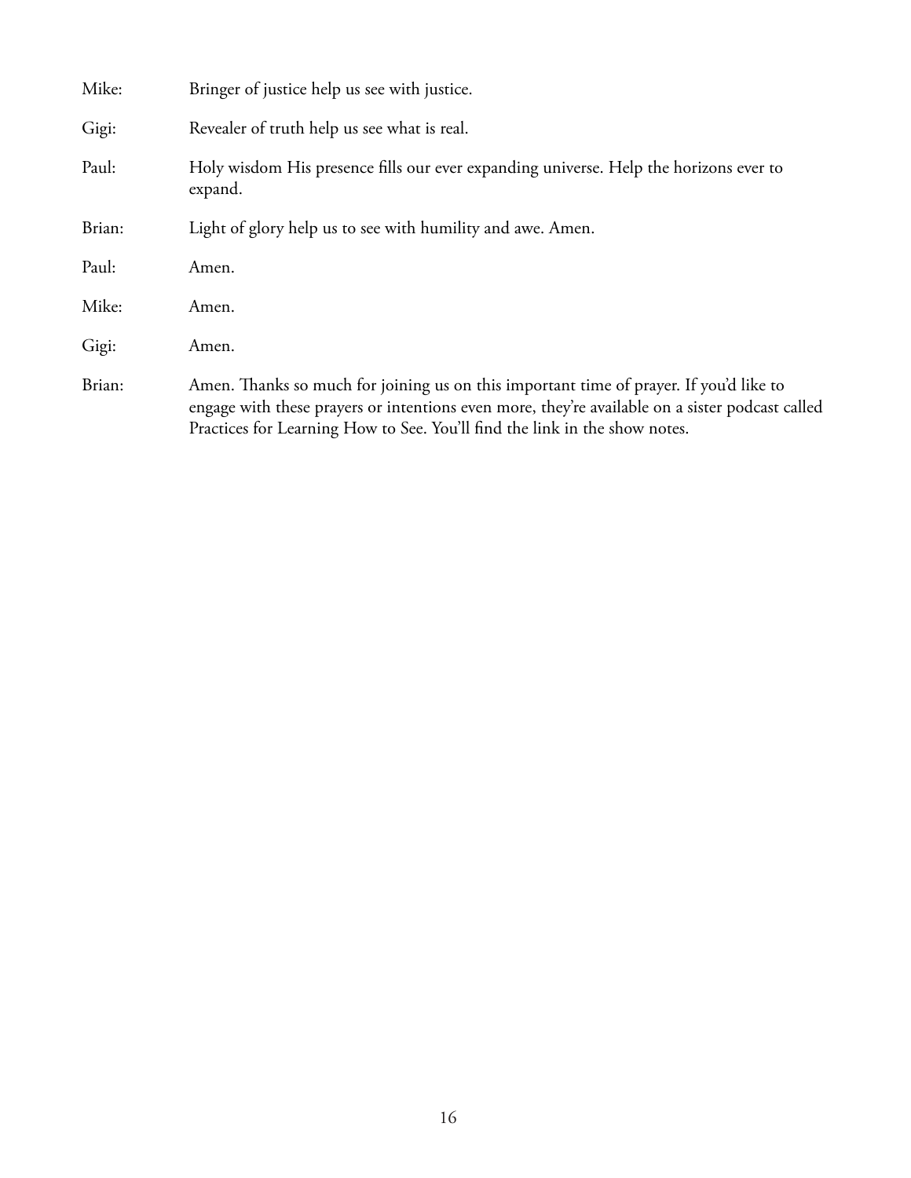Mike: Bringer of justice help us see with justice.

Gigi: Revealer of truth help us see what is real.

Paul: Holy wisdom His presence fills our ever expanding universe. Help the horizons ever to expand.

Brian: Light of glory help us to see with humility and awe. Amen.

Paul: Amen.

Mike: Amen.

Gigi: Amen.

Brian: Amen. Thanks so much for joining us on this important time of prayer. If you'd like to engage with these prayers or intentions even more, they're available on a sister podcast called Practices for Learning How to See. You'll find the link in the show notes.